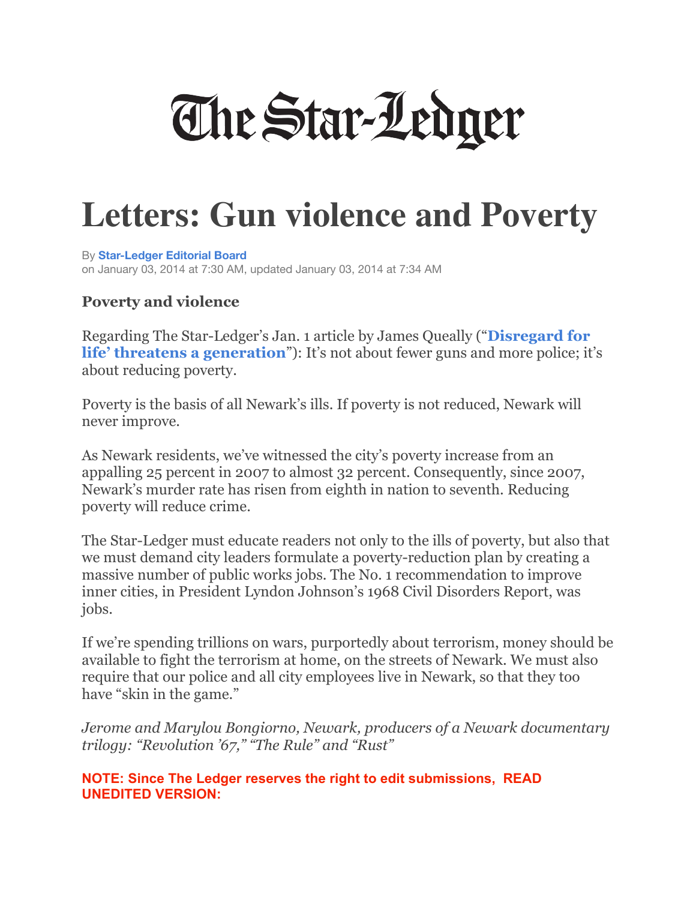# The Star-Ledger

# Letters: Gun violence and Poverty

By **Star-Ledger Editorial Board**
on January 03, 2014 at 7:30 AM, updated January 03, 2014 at 7:34 AM

### Poverty and violence

Regarding The Star-Ledger's Jan. 1 article by James Queally ("**Disregard for life' threatens a generation**"): It's not about fewer guns and more police; it's about reducing poverty.

Poverty is the basis of all Newark's ills. If poverty is not reduced, Newark will never improve.

As Newark residents, we've witnessed the city's poverty increase from an appalling 25 percent in 2007 to almost 32 percent. Consequently, since 2007, Newark's murder rate has risen from eighth in nation to seventh. Reducing poverty will reduce crime.

The Star-Ledger must educate readers not only to the ills of poverty, but also that we must demand city leaders formulate a poverty-reduction plan by creating a massive number of public works jobs. The No. 1 recommendation to improve inner cities, in President Lyndon Johnson's 1968 Civil Disorders Report, was jobs.

If we're spending trillions on wars, purportedly about terrorism, money should be available to fight the terrorism at home, on the streets of Newark. We must also require that our police and all city employees live in Newark, so that they too have "skin in the game."

*Jerome and Marylou Bongiorno, Newark, producers of a Newark documentary trilogy: "Revolution '67," "The Rule" and "Rust"*

**NOTE: Since The Ledger reserves the right to edit submissions, READ UNEDITED VERSION:**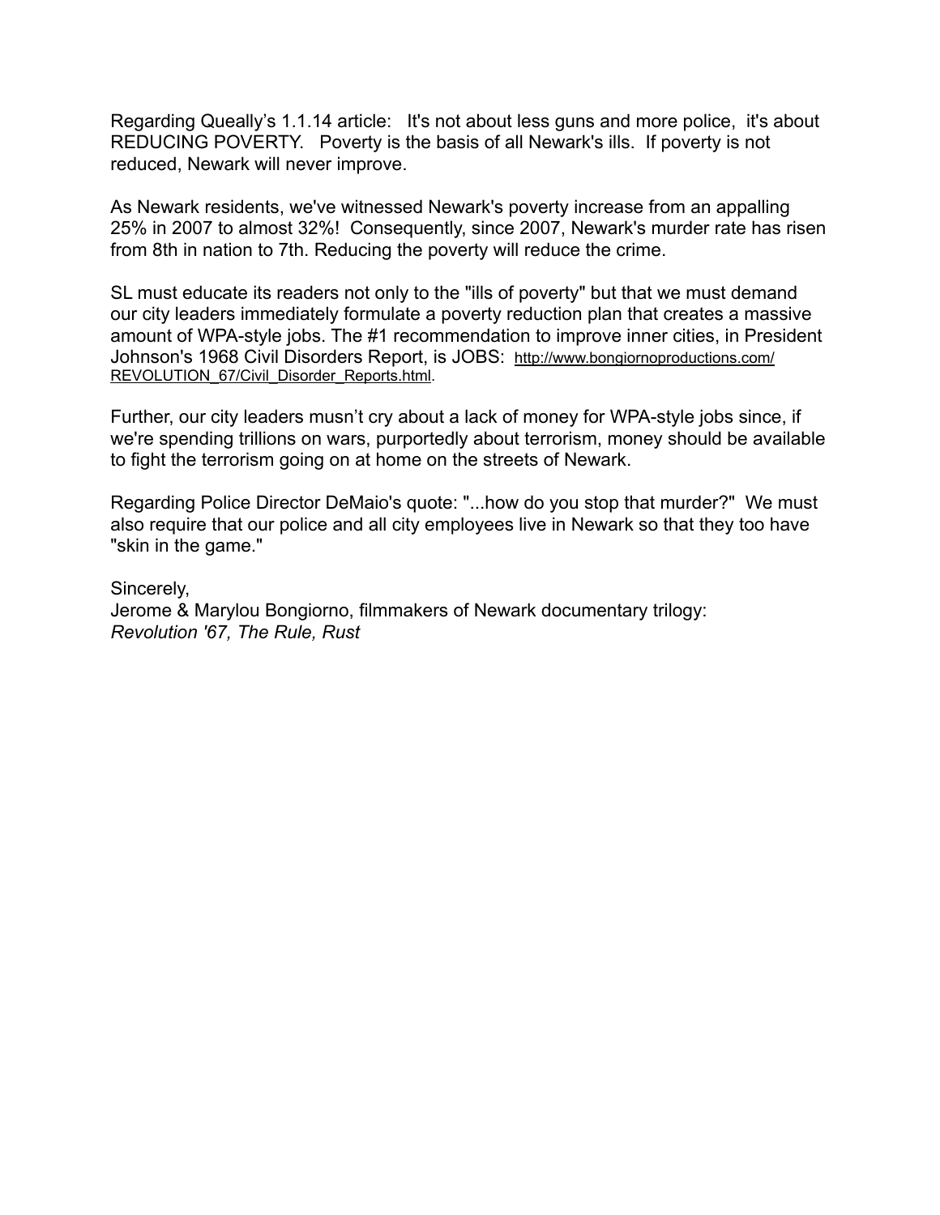Regarding Queally's 1.1.14 article: It's not about less guns and more police, it's about REDUCING POVERTY. Poverty is the basis of all Newark's ills. If poverty is not reduced, Newark will never improve.

As Newark residents, we've witnessed Newark's poverty increase from an appalling 25% in 2007 to almost 32%! Consequently, since 2007, Newark's murder rate has risen from 8th in nation to 7th. Reducing the poverty will reduce the crime.

SL must educate its readers not only to the "ills of poverty" but that we must demand our city leaders immediately formulate a poverty reduction plan that creates a massive amount of WPA-style jobs. The #1 recommendation to improve inner cities, in President Johnson's 1968 Civil Disorders Report, is JOBS: http://www.bongiornoproductions.com/REVOLUTION_67/Civil_Disorder_Reports.html.

Further, our city leaders musn't cry about a lack of money for WPA-style jobs since, if we're spending trillions on wars, purportedly about terrorism, money should be available to fight the terrorism going on at home on the streets of Newark.

Regarding Police Director DeMaio's quote: "...how do you stop that murder?" We must also require that our police and all city employees live in Newark so that they too have "skin in the game."

Sincerely,
Jerome & Marylou Bongiorno, filmmakers of Newark documentary trilogy:
*Revolution '67, The Rule, Rust*